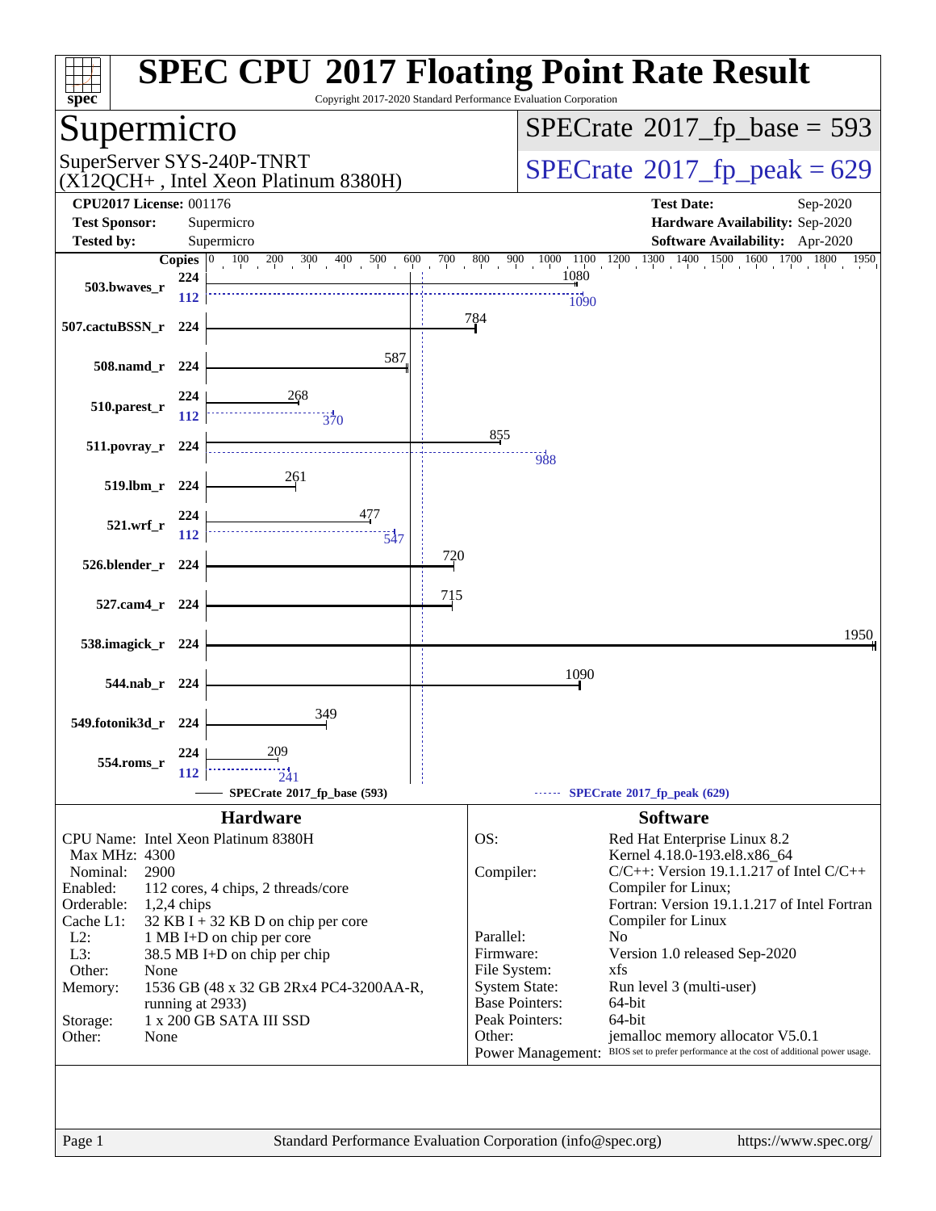# SPEC CPU 2017 Floating Point Rate Result

Copyright 2017-2020 Standard Performance Evaluation Corporation

## Supermicro

SuperServer SYS-240P-TNRT
(X12QCH+ , Intel Xeon Platinum 8380H)

SPECrate 2017_fp_base = 593

SPECrate 2017_fp_peak = 629

**CPU2017 License:** 001176
**Test Sponsor:** Supermicro
**Tested by:** Supermicro

**Test Date:** Sep-2020
**Hardware Availability:** Sep-2020
**Software Availability:** Apr-2020

| Benchmark | Copies | Base | Peak Copies | Peak |
|---|---|---|---|---|
| 503.bwaves_r | 224 | 1080 | 112 | 1090 |
| 507.cactuBSSN_r | 224 | 784 | | |
| 508.namd_r | 224 | 587 | | |
| 510.parest_r | 224 | 268 | 112 | 370 |
| 511.povray_r | 224 | 855 | 224 | 988 |
| 519.lbm_r | 224 | 261 | | |
| 521.wrf_r | 224 | 477 | 112 | 547 |
| 526.blender_r | 224 | 720 | | |
| 527.cam4_r | 224 | 715 | | |
| 538.imagick_r | 224 | 1950 | | |
| 544.nab_r | 224 | 1090 | | |
| 549.fotonik3d_r | 224 | 349 | | |
| 554.roms_r | 224 | 209 | 112 | 241 |

SPECrate 2017_fp_base (593) — SPECrate 2017_fp_peak (629)

### Hardware

| | |
|---|---|
| CPU Name: | Intel Xeon Platinum 8380H |
| Max MHz: | 4300 |
| Nominal: | 2900 |
| Enabled: | 112 cores, 4 chips, 2 threads/core |
| Orderable: | 1,2,4 chips |
| Cache L1: | 32 KB I + 32 KB D on chip per core |
| L2: | 1 MB I+D on chip per core |
| L3: | 38.5 MB I+D on chip per chip |
| Other: | None |
| Memory: | 1536 GB (48 x 32 GB 2Rx4 PC4-3200AA-R, running at 2933) |
| Storage: | 1 x 200 GB SATA III SSD |
| Other: | None |

### Software

| | |
|---|---|
| OS: | Red Hat Enterprise Linux 8.2 Kernel 4.18.0-193.el8.x86_64 |
| Compiler: | C/C++: Version 19.1.1.217 of Intel C/C++ Compiler for Linux; Fortran: Version 19.1.1.217 of Intel Fortran Compiler for Linux |
| Parallel: | No |
| Firmware: | Version 1.0 released Sep-2020 |
| File System: | xfs |
| System State: | Run level 3 (multi-user) |
| Base Pointers: | 64-bit |
| Peak Pointers: | 64-bit |
| Other: | jemalloc memory allocator V5.0.1 |
| Power Management: | BIOS set to prefer performance at the cost of additional power usage. |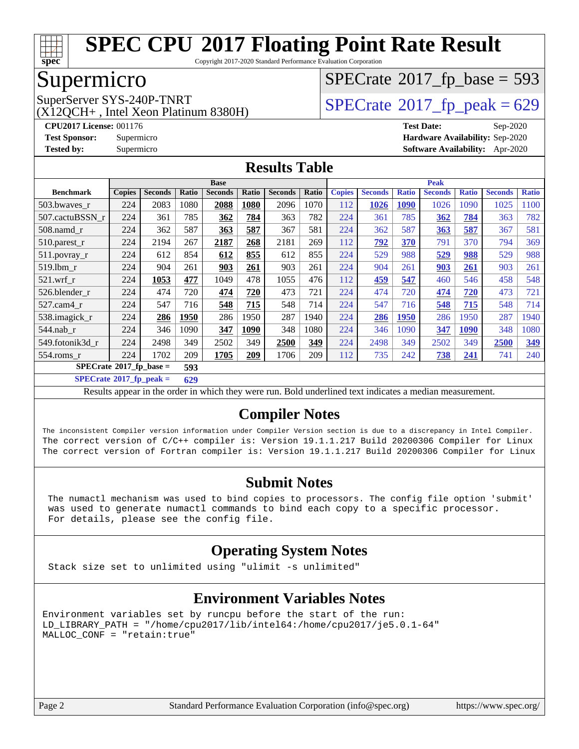# SPEC CPU 2017 Floating Point Rate Result

Copyright 2017-2020 Standard Performance Evaluation Corporation

## Supermicro

SuperServer SYS-240P-TNRT
(X12QCH+ , Intel Xeon Platinum 8380H)

SPECrate 2017_fp_base = 593

SPECrate 2017_fp_peak = 629

**CPU2017 License:** 001176
**Test Sponsor:** Supermicro
**Tested by:** Supermicro

**Test Date:** Sep-2020
**Hardware Availability:** Sep-2020
**Software Availability:** Apr-2020

## Results Table

| Benchmark | Base | | | | | | | Peak | | | | | | |
|---|---|---|---|---|---|---|---|---|---|---|---|---|---|---|
| | Copies | Seconds | Ratio | Seconds | Ratio | Seconds | Ratio | Copies | Seconds | Ratio | Seconds | Ratio | Seconds | Ratio |
| 503.bwaves_r | 224 | 2083 | 1080 | **2088** | **1080** | 2096 | 1070 | 112 | **1026** | **1090** | 1026 | 1090 | 1025 | 1100 |
| 507.cactuBSSN_r | 224 | 361 | 785 | **362** | **784** | 363 | 782 | 224 | 361 | 785 | **362** | **784** | 363 | 782 |
| 508.namd_r | 224 | 362 | 587 | **363** | **587** | 367 | 581 | 224 | 362 | 587 | **363** | **587** | 367 | 581 |
| 510.parest_r | 224 | 2194 | 267 | **2187** | **268** | 2181 | 269 | 112 | **792** | **370** | 791 | 370 | 794 | 369 |
| 511.povray_r | 224 | 612 | 854 | **612** | **855** | 612 | 855 | 224 | 529 | 988 | **529** | **988** | 529 | 988 |
| 519.lbm_r | 224 | 904 | 261 | **903** | **261** | 903 | 261 | 224 | 904 | 261 | **903** | **261** | 903 | 261 |
| 521.wrf_r | 224 | **1053** | **477** | 1049 | 478 | 1055 | 476 | 112 | **459** | **547** | 460 | 546 | 458 | 548 |
| 526.blender_r | 224 | 474 | 720 | **474** | **720** | 473 | 721 | 224 | 474 | 720 | **474** | **720** | 473 | 721 |
| 527.cam4_r | 224 | 547 | 716 | **548** | **715** | 548 | 714 | 224 | 547 | 716 | **548** | **715** | 548 | 714 |
| 538.imagick_r | 224 | **286** | **1950** | 286 | 1950 | 287 | 1940 | 224 | **286** | **1950** | 286 | 1950 | 287 | 1940 |
| 544.nab_r | 224 | 346 | 1090 | **347** | **1090** | 348 | 1080 | 224 | 346 | 1090 | **347** | **1090** | 348 | 1080 |
| 549.fotonik3d_r | 224 | 2498 | 349 | 2502 | 349 | **2500** | **349** | 224 | 2498 | 349 | 2502 | 349 | **2500** | **349** |
| 554.roms_r | 224 | 1702 | 209 | **1705** | **209** | 1706 | 209 | 112 | 735 | 242 | **738** | **241** | 741 | 240 |

**SPECrate 2017_fp_base = 593**

**SPECrate 2017_fp_peak = 629**

Results appear in the order in which they were run. Bold underlined text indicates a median measurement.

## Compiler Notes

```
The inconsistent Compiler version information under Compiler Version section is due to a discrepancy in Intel Compiler.
The correct version of C/C++ compiler is: Version 19.1.1.217 Build 20200306 Compiler for Linux
The correct version of Fortran compiler is: Version 19.1.1.217 Build 20200306 Compiler for Linux
```

## Submit Notes

```
The numactl mechanism was used to bind copies to processors. The config file option 'submit'
was used to generate numactl commands to bind each copy to a specific processor.
For details, please see the config file.
```

## Operating System Notes

```
Stack size set to unlimited using "ulimit -s unlimited"
```

## Environment Variables Notes

```
Environment variables set by runcpu before the start of the run:
LD_LIBRARY_PATH = "/home/cpu2017/lib/intel64:/home/cpu2017/je5.0.1-64"
MALLOC_CONF = "retain:true"
```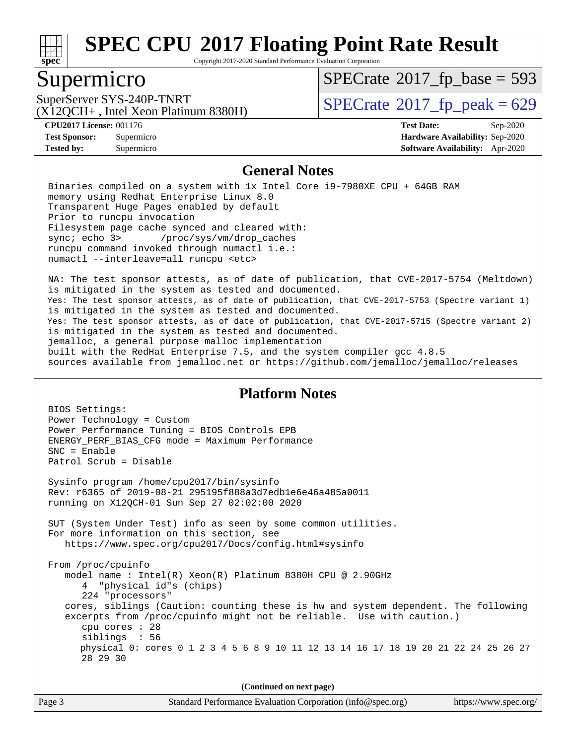# SPEC CPU 2017 Floating Point Rate Result

Copyright 2017-2020 Standard Performance Evaluation Corporation

## Supermicro

SuperServer SYS-240P-TNRT
(X12QCH+ , Intel Xeon Platinum 8380H)

SPECrate 2017_fp_base = 593

SPECrate 2017_fp_peak = 629

**CPU2017 License:** 001176
**Test Sponsor:** Supermicro
**Tested by:** Supermicro

**Test Date:** Sep-2020
**Hardware Availability:** Sep-2020
**Software Availability:** Apr-2020

### General Notes

```
Binaries compiled on a system with 1x Intel Core i9-7980XE CPU + 64GB RAM
memory using Redhat Enterprise Linux 8.0
Transparent Huge Pages enabled by default
Prior to runcpu invocation
Filesystem page cache synced and cleared with:
sync; echo 3>       /proc/sys/vm/drop_caches
runcpu command invoked through numactl i.e.:
numactl --interleave=all runcpu <etc>

NA: The test sponsor attests, as of date of publication, that CVE-2017-5754 (Meltdown)
is mitigated in the system as tested and documented.
Yes: The test sponsor attests, as of date of publication, that CVE-2017-5753 (Spectre variant 1)
is mitigated in the system as tested and documented.
Yes: The test sponsor attests, as of date of publication, that CVE-2017-5715 (Spectre variant 2)
is mitigated in the system as tested and documented.
jemalloc, a general purpose malloc implementation
built with the RedHat Enterprise 7.5, and the system compiler gcc 4.8.5
sources available from jemalloc.net or https://github.com/jemalloc/jemalloc/releases
```

### Platform Notes

```
BIOS Settings:
Power Technology = Custom
Power Performance Tuning = BIOS Controls EPB
ENERGY_PERF_BIAS_CFG mode = Maximum Performance
SNC = Enable
Patrol Scrub = Disable

Sysinfo program /home/cpu2017/bin/sysinfo
Rev: r6365 of 2019-08-21 295195f888a3d7edb1e6e46a485a0011
running on X12QCH-01 Sun Sep 27 02:02:00 2020

SUT (System Under Test) info as seen by some common utilities.
For more information on this section, see
   https://www.spec.org/cpu2017/Docs/config.html#sysinfo

From /proc/cpuinfo
   model name : Intel(R) Xeon(R) Platinum 8380H CPU @ 2.90GHz
      4  "physical id"s (chips)
      224 "processors"
   cores, siblings (Caution: counting these is hw and system dependent. The following
   excerpts from /proc/cpuinfo might not be reliable.  Use with caution.)
      cpu cores : 28
      siblings  : 56
      physical 0: cores 0 1 2 3 4 5 6 8 9 10 11 12 13 14 16 17 18 19 20 21 22 24 25 26 27
      28 29 30
```

**(Continued on next page)**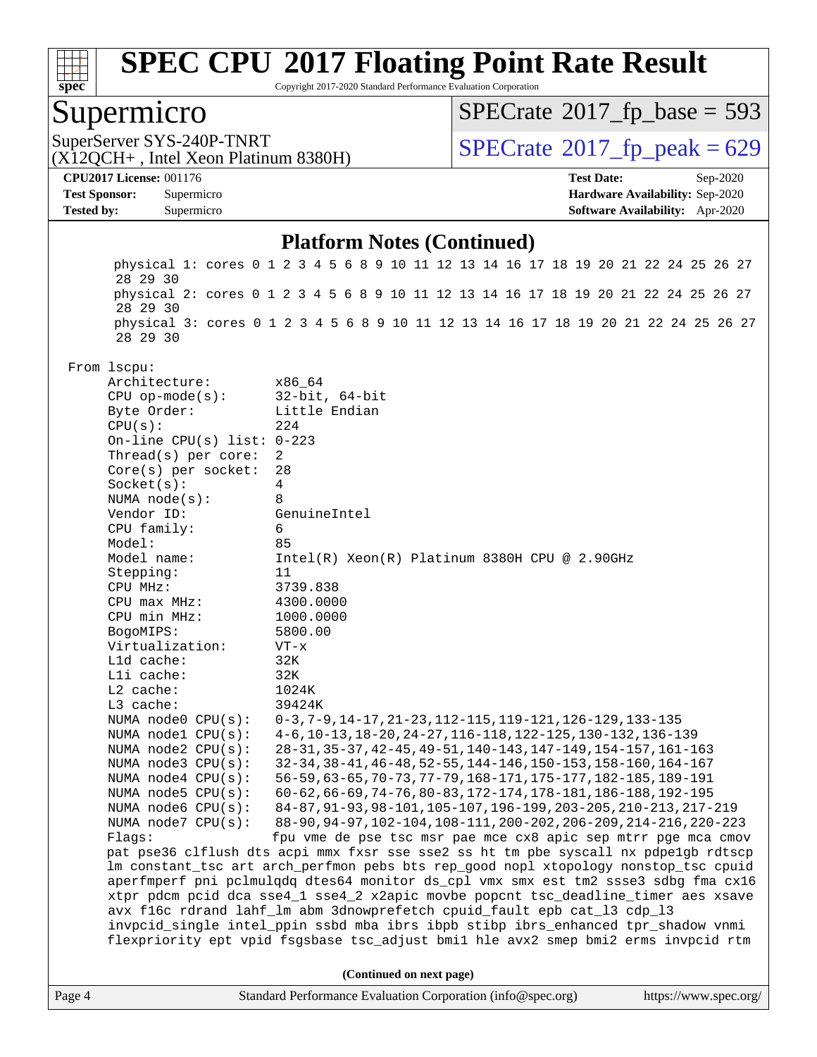## Platform Notes (Continued)

```
        physical 1: cores 0 1 2 3 4 5 6 8 9 10 11 12 13 14 16 17 18 19 20 21 22 24 25 26 27
        28 29 30
        physical 2: cores 0 1 2 3 4 5 6 8 9 10 11 12 13 14 16 17 18 19 20 21 22 24 25 26 27
        28 29 30
        physical 3: cores 0 1 2 3 4 5 6 8 9 10 11 12 13 14 16 17 18 19 20 21 22 24 25 26 27
        28 29 30

   From lscpu:
        Architecture:          x86_64
        CPU op-mode(s):        32-bit, 64-bit
        Byte Order:            Little Endian
        CPU(s):                224
        On-line CPU(s) list: 0-223
        Thread(s) per core:  2
        Core(s) per socket:  28
        Socket(s):             4
        NUMA node(s):          8
        Vendor ID:             GenuineIntel
        CPU family:            6
        Model:                 85
        Model name:            Intel(R) Xeon(R) Platinum 8380H CPU @ 2.90GHz
        Stepping:              11
        CPU MHz:               3739.838
        CPU max MHz:           4300.0000
        CPU min MHz:           1000.0000
        BogoMIPS:              5800.00
        Virtualization:        VT-x
        L1d cache:             32K
        L1i cache:             32K
        L2 cache:              1024K
        L3 cache:              39424K
        NUMA node0 CPU(s):     0-3,7-9,14-17,21-23,112-115,119-121,126-129,133-135
        NUMA node1 CPU(s):     4-6,10-13,18-20,24-27,116-118,122-125,130-132,136-139
        NUMA node2 CPU(s):     28-31,35-37,42-45,49-51,140-143,147-149,154-157,161-163
        NUMA node3 CPU(s):     32-34,38-41,46-48,52-55,144-146,150-153,158-160,164-167
        NUMA node4 CPU(s):     56-59,63-65,70-73,77-79,168-171,175-177,182-185,189-191
        NUMA node5 CPU(s):     60-62,66-69,74-76,80-83,172-174,178-181,186-188,192-195
        NUMA node6 CPU(s):     84-87,91-93,98-101,105-107,196-199,203-205,210-213,217-219
        NUMA node7 CPU(s):     88-90,94-97,102-104,108-111,200-202,206-209,214-216,220-223
        Flags:                 fpu vme de pse tsc msr pae mce cx8 apic sep mtrr pge mca cmov
        pat pse36 clflush dts acpi mmx fxsr sse sse2 ss ht tm pbe syscall nx pdpe1gb rdtscp
        lm constant_tsc art arch_perfmon pebs bts rep_good nopl xtopology nonstop_tsc cpuid
        aperfmperf pni pclmulqdq dtes64 monitor ds_cpl vmx smx est tm2 ssse3 sdbg fma cx16
        xtpr pdcm pcid dca sse4_1 sse4_2 x2apic movbe popcnt tsc_deadline_timer aes xsave
        avx f16c rdrand lahf_lm abm 3dnowprefetch cpuid_fault epb cat_l3 cdp_l3
        invpcid_single intel_ppin ssbd mba ibrs ibpb stibp ibrs_enhanced tpr_shadow vnmi
        flexpriority ept vpid fsgsbase tsc_adjust bmi1 hle avx2 smep bmi2 erms invpcid rtm
```

(Continued on next page)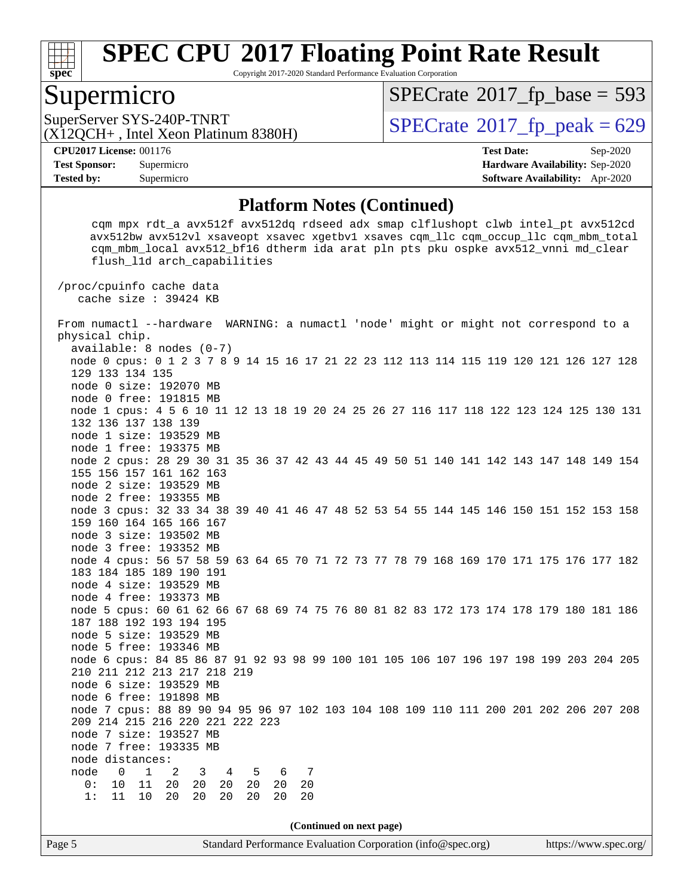# SPEC CPU 2017 Floating Point Rate Result

Copyright 2017-2020 Standard Performance Evaluation Corporation

## Supermicro

SuperServer SYS-240P-TNRT
(X12QCH+ , Intel Xeon Platinum 8380H)

SPECrate 2017_fp_base = 593

SPECrate 2017_fp_peak = 629

**CPU2017 License:** 001176
**Test Sponsor:** Supermicro
**Tested by:** Supermicro

**Test Date:** Sep-2020
**Hardware Availability:** Sep-2020
**Software Availability:** Apr-2020

### Platform Notes (Continued)

```
     cqm mpx rdt_a avx512f avx512dq rdseed adx smap clflushopt clwb intel_pt avx512cd
     avx512bw avx512vl xsaveopt xsavec xgetbv1 xsaves cqm_llc cqm_occup_llc cqm_mbm_total
     cqm_mbm_local avx512_bf16 dtherm ida arat pln pts pku ospke avx512_vnni md_clear
     flush_l1d arch_capabilities

 /proc/cpuinfo cache data
    cache size : 39424 KB

 From numactl --hardware  WARNING: a numactl 'node' might or might not correspond to a
 physical chip.
   available: 8 nodes (0-7)
   node 0 cpus: 0 1 2 3 7 8 9 14 15 16 17 21 22 23 112 113 114 115 119 120 121 126 127 128
   129 133 134 135
   node 0 size: 192070 MB
   node 0 free: 191815 MB
   node 1 cpus: 4 5 6 10 11 12 13 18 19 20 24 25 26 27 116 117 118 122 123 124 125 130 131
   132 136 137 138 139
   node 1 size: 193529 MB
   node 1 free: 193375 MB
   node 2 cpus: 28 29 30 31 35 36 37 42 43 44 45 49 50 51 140 141 142 143 147 148 149 154
   155 156 157 161 162 163
   node 2 size: 193529 MB
   node 2 free: 193355 MB
   node 3 cpus: 32 33 34 38 39 40 41 46 47 48 52 53 54 55 144 145 146 150 151 152 153 158
   159 160 164 165 166 167
   node 3 size: 193502 MB
   node 3 free: 193352 MB
   node 4 cpus: 56 57 58 59 63 64 65 70 71 72 73 77 78 79 168 169 170 171 175 176 177 182
   183 184 185 189 190 191
   node 4 size: 193529 MB
   node 4 free: 193373 MB
   node 5 cpus: 60 61 62 66 67 68 69 74 75 76 80 81 82 83 172 173 174 178 179 180 181 186
   187 188 192 193 194 195
   node 5 size: 193529 MB
   node 5 free: 193346 MB
   node 6 cpus: 84 85 86 87 91 92 93 98 99 100 101 105 106 107 196 197 198 199 203 204 205
   210 211 212 213 217 218 219
   node 6 size: 193529 MB
   node 6 free: 191898 MB
   node 7 cpus: 88 89 90 94 95 96 97 102 103 104 108 109 110 111 200 201 202 206 207 208
   209 214 215 216 220 221 222 223
   node 7 size: 193527 MB
   node 7 free: 193335 MB
   node distances:
   node   0   1   2   3   4   5   6   7
     0:  10  11  20  20  20  20  20  20
     1:  11  10  20  20  20  20  20  20
```

(Continued on next page)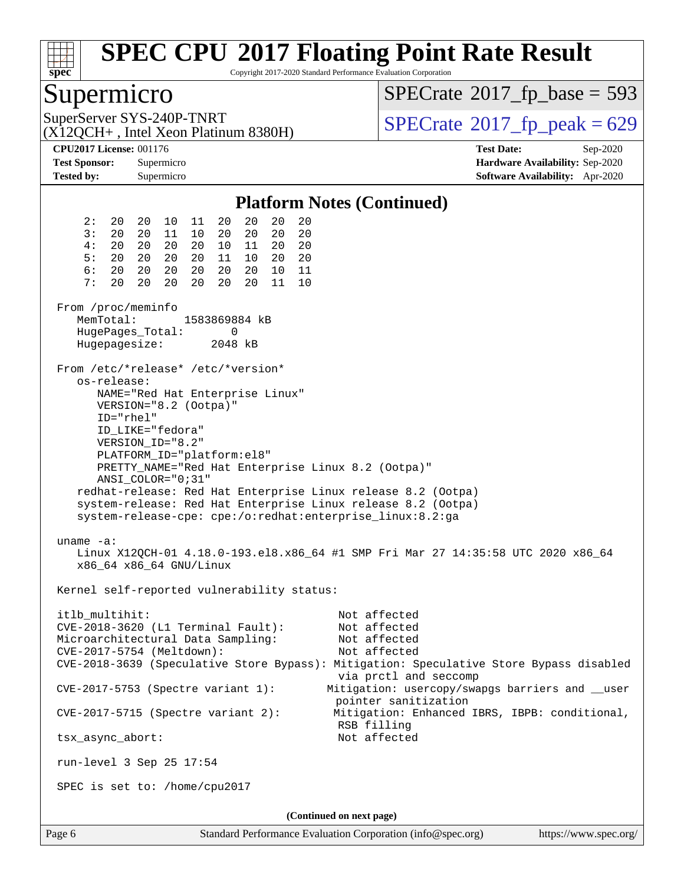# SPEC CPU 2017 Floating Point Rate Result

Copyright 2017-2020 Standard Performance Evaluation Corporation

## Supermicro

SuperServer SYS-240P-TNRT
(X12QCH+ , Intel Xeon Platinum 8380H)

SPECrate 2017_fp_base = 593

SPECrate 2017_fp_peak = 629

**CPU2017 License:** 001176
**Test Sponsor:** Supermicro
**Tested by:** Supermicro

**Test Date:** Sep-2020
**Hardware Availability:** Sep-2020
**Software Availability:** Apr-2020

### Platform Notes (Continued)

```
     2:  20  20  10  11  20  20  20  20
     3:  20  20  11  10  20  20  20  20
     4:  20  20  20  20  10  11  20  20
     5:  20  20  20  20  11  10  20  20
     6:  20  20  20  20  20  20  10  11
     7:  20  20  20  20  20  20  11  10

 From /proc/meminfo
    MemTotal:       1583869884 kB
    HugePages_Total:       0
    Hugepagesize:       2048 kB

 From /etc/*release* /etc/*version*
    os-release:
       NAME="Red Hat Enterprise Linux"
       VERSION="8.2 (Ootpa)"
       ID="rhel"
       ID_LIKE="fedora"
       VERSION_ID="8.2"
       PLATFORM_ID="platform:el8"
       PRETTY_NAME="Red Hat Enterprise Linux 8.2 (Ootpa)"
       ANSI_COLOR="0;31"
    redhat-release: Red Hat Enterprise Linux release 8.2 (Ootpa)
    system-release: Red Hat Enterprise Linux release 8.2 (Ootpa)
    system-release-cpe: cpe:/o:redhat:enterprise_linux:8.2:ga

 uname -a:
    Linux X12QCH-01 4.18.0-193.el8.x86_64 #1 SMP Fri Mar 27 14:35:58 UTC 2020 x86_64
    x86_64 x86_64 GNU/Linux

 Kernel self-reported vulnerability status:

 itlb_multihit:                                         Not affected
 CVE-2018-3620 (L1 Terminal Fault):                     Not affected
 Microarchitectural Data Sampling:                      Not affected
 CVE-2017-5754 (Meltdown):                              Not affected
 CVE-2018-3639 (Speculative Store Bypass): Mitigation: Speculative Store Bypass disabled
                                                         via prctl and seccomp
 CVE-2017-5753 (Spectre variant 1):                    Mitigation: usercopy/swapgs barriers and __user
                                                         pointer sanitization
 CVE-2017-5715 (Spectre variant 2):                     Mitigation: Enhanced IBRS, IBPB: conditional,
                                                         RSB filling
 tsx_async_abort:                                       Not affected

 run-level 3 Sep 25 17:54

 SPEC is set to: /home/cpu2017
```

**(Continued on next page)**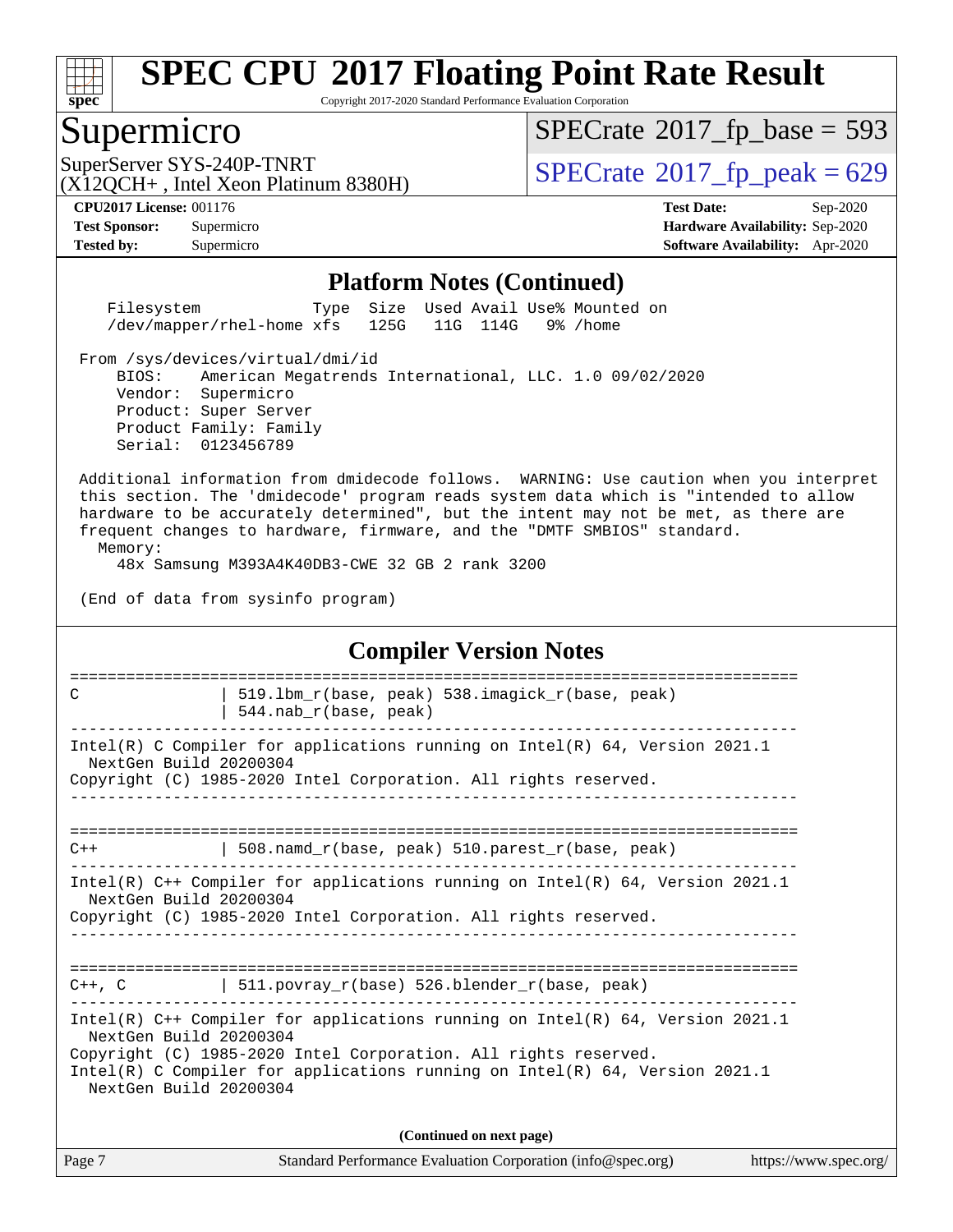# SPEC CPU 2017 Floating Point Rate Result

Copyright 2017-2020 Standard Performance Evaluation Corporation

## Supermicro

SuperServer SYS-240P-TNRT
(X12QCH+ , Intel Xeon Platinum 8380H)

SPECrate 2017_fp_base = 593

SPECrate 2017_fp_peak = 629

**CPU2017 License:** 001176
**Test Sponsor:** Supermicro
**Tested by:** Supermicro

**Test Date:** Sep-2020
**Hardware Availability:** Sep-2020
**Software Availability:** Apr-2020

### Platform Notes (Continued)

```
    Filesystem             Type  Size  Used Avail Use% Mounted on
    /dev/mapper/rhel-home xfs   125G   11G  114G   9% /home

 From /sys/devices/virtual/dmi/id
     BIOS:    American Megatrends International, LLC. 1.0 09/02/2020
     Vendor:  Supermicro
     Product: Super Server
     Product Family: Family
     Serial:  0123456789

 Additional information from dmidecode follows.  WARNING: Use caution when you interpret
 this section. The 'dmidecode' program reads system data which is "intended to allow
 hardware to be accurately determined", but the intent may not be met, as there are
 frequent changes to hardware, firmware, and the "DMTF SMBIOS" standard.
   Memory:
     48x Samsung M393A4K40DB3-CWE 32 GB 2 rank 3200

 (End of data from sysinfo program)
```

### Compiler Version Notes

```
==============================================================================
C                | 519.lbm_r(base, peak) 538.imagick_r(base, peak)
                 | 544.nab_r(base, peak)
------------------------------------------------------------------------------
Intel(R) C Compiler for applications running on Intel(R) 64, Version 2021.1
  NextGen Build 20200304
Copyright (C) 1985-2020 Intel Corporation. All rights reserved.
------------------------------------------------------------------------------

==============================================================================
C++              | 508.namd_r(base, peak) 510.parest_r(base, peak)
------------------------------------------------------------------------------
Intel(R) C++ Compiler for applications running on Intel(R) 64, Version 2021.1
  NextGen Build 20200304
Copyright (C) 1985-2020 Intel Corporation. All rights reserved.
------------------------------------------------------------------------------

==============================================================================
C++, C           | 511.povray_r(base) 526.blender_r(base, peak)
------------------------------------------------------------------------------
Intel(R) C++ Compiler for applications running on Intel(R) 64, Version 2021.1
  NextGen Build 20200304
Copyright (C) 1985-2020 Intel Corporation. All rights reserved.
Intel(R) C Compiler for applications running on Intel(R) 64, Version 2021.1
  NextGen Build 20200304
```

**(Continued on next page)**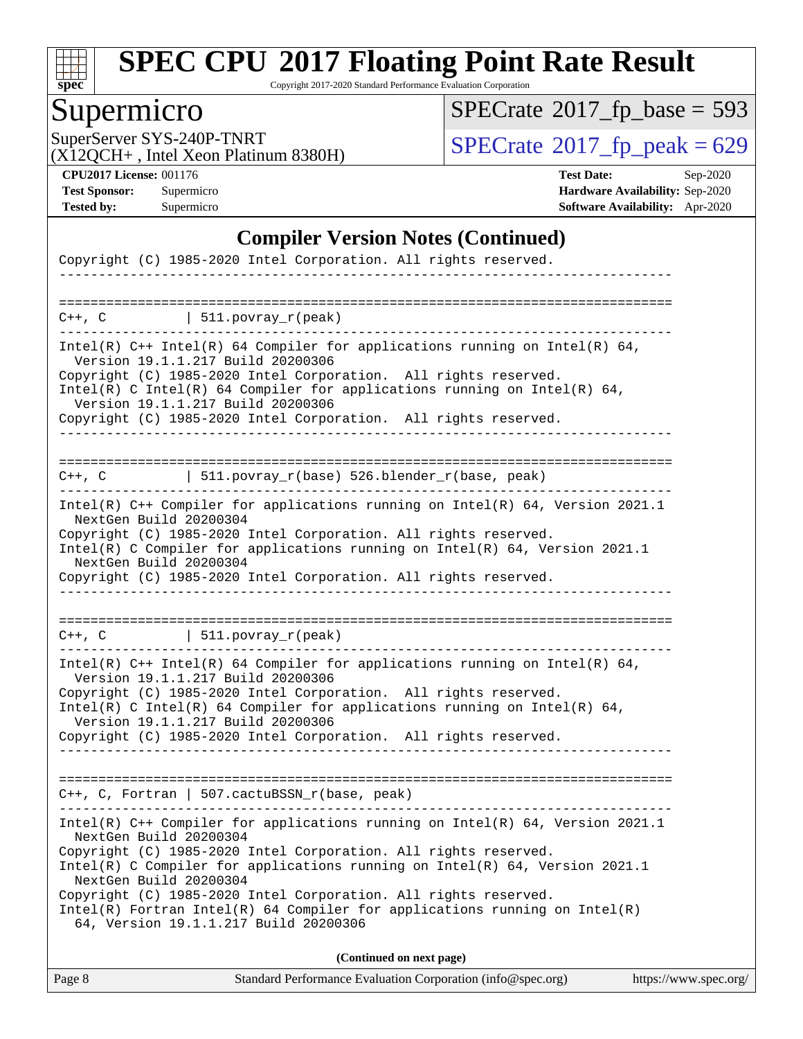# SPEC CPU 2017 Floating Point Rate Result

Copyright 2017-2020 Standard Performance Evaluation Corporation

## Supermicro

SuperServer SYS-240P-TNRT
(X12QCH+ , Intel Xeon Platinum 8380H)

SPECrate 2017_fp_base = 593

SPECrate 2017_fp_peak = 629

**CPU2017 License:** 001176
**Test Sponsor:** Supermicro
**Tested by:** Supermicro

**Test Date:** Sep-2020
**Hardware Availability:** Sep-2020
**Software Availability:** Apr-2020

### Compiler Version Notes (Continued)

```
Copyright (C) 1985-2020 Intel Corporation. All rights reserved.
------------------------------------------------------------------------------

==============================================================================
C++, C          | 511.povray_r(peak)
------------------------------------------------------------------------------
Intel(R) C++ Intel(R) 64 Compiler for applications running on Intel(R) 64,
  Version 19.1.1.217 Build 20200306
Copyright (C) 1985-2020 Intel Corporation.  All rights reserved.
Intel(R) C Intel(R) 64 Compiler for applications running on Intel(R) 64,
  Version 19.1.1.217 Build 20200306
Copyright (C) 1985-2020 Intel Corporation.  All rights reserved.
------------------------------------------------------------------------------

==============================================================================
C++, C          | 511.povray_r(base) 526.blender_r(base, peak)
------------------------------------------------------------------------------
Intel(R) C++ Compiler for applications running on Intel(R) 64, Version 2021.1
  NextGen Build 20200304
Copyright (C) 1985-2020 Intel Corporation. All rights reserved.
Intel(R) C Compiler for applications running on Intel(R) 64, Version 2021.1
  NextGen Build 20200304
Copyright (C) 1985-2020 Intel Corporation. All rights reserved.
------------------------------------------------------------------------------

==============================================================================
C++, C          | 511.povray_r(peak)
------------------------------------------------------------------------------
Intel(R) C++ Intel(R) 64 Compiler for applications running on Intel(R) 64,
  Version 19.1.1.217 Build 20200306
Copyright (C) 1985-2020 Intel Corporation.  All rights reserved.
Intel(R) C Intel(R) 64 Compiler for applications running on Intel(R) 64,
  Version 19.1.1.217 Build 20200306
Copyright (C) 1985-2020 Intel Corporation.  All rights reserved.
------------------------------------------------------------------------------

==============================================================================
C++, C, Fortran | 507.cactuBSSN_r(base, peak)
------------------------------------------------------------------------------
Intel(R) C++ Compiler for applications running on Intel(R) 64, Version 2021.1
  NextGen Build 20200304
Copyright (C) 1985-2020 Intel Corporation. All rights reserved.
Intel(R) C Compiler for applications running on Intel(R) 64, Version 2021.1
  NextGen Build 20200304
Copyright (C) 1985-2020 Intel Corporation. All rights reserved.
Intel(R) Fortran Intel(R) 64 Compiler for applications running on Intel(R)
  64, Version 19.1.1.217 Build 20200306
```

**(Continued on next page)**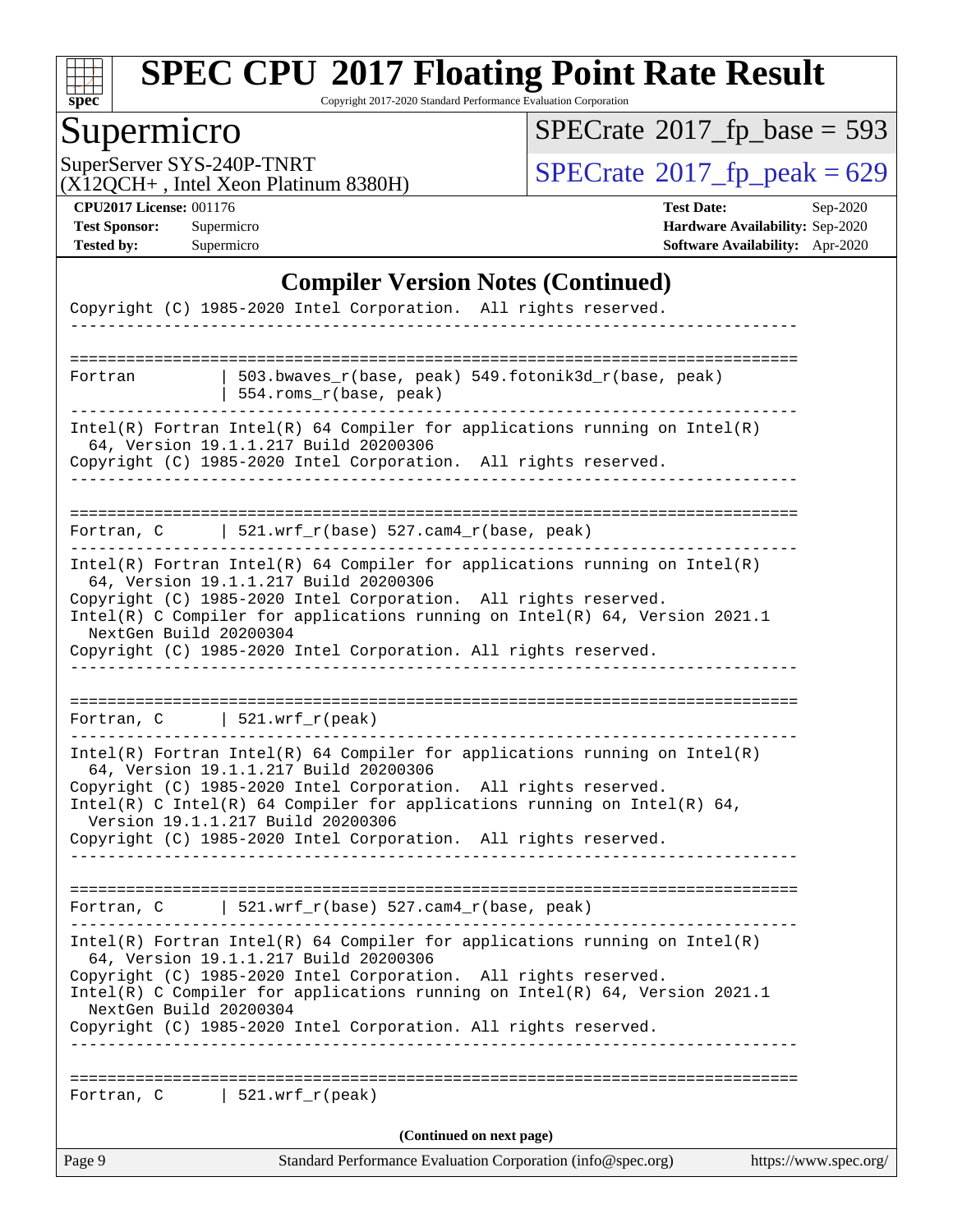## Compiler Version Notes (Continued)

```
Copyright (C) 1985-2020 Intel Corporation.  All rights reserved.
------------------------------------------------------------------------------

==============================================================================
Fortran         | 503.bwaves_r(base, peak) 549.fotonik3d_r(base, peak)
                | 554.roms_r(base, peak)
------------------------------------------------------------------------------
Intel(R) Fortran Intel(R) 64 Compiler for applications running on Intel(R)
  64, Version 19.1.1.217 Build 20200306
Copyright (C) 1985-2020 Intel Corporation.  All rights reserved.
------------------------------------------------------------------------------

==============================================================================
Fortran, C      | 521.wrf_r(base) 527.cam4_r(base, peak)
------------------------------------------------------------------------------
Intel(R) Fortran Intel(R) 64 Compiler for applications running on Intel(R)
  64, Version 19.1.1.217 Build 20200306
Copyright (C) 1985-2020 Intel Corporation.  All rights reserved.
Intel(R) C Compiler for applications running on Intel(R) 64, Version 2021.1
  NextGen Build 20200304
Copyright (C) 1985-2020 Intel Corporation. All rights reserved.
------------------------------------------------------------------------------

==============================================================================
Fortran, C      | 521.wrf_r(peak)
------------------------------------------------------------------------------
Intel(R) Fortran Intel(R) 64 Compiler for applications running on Intel(R)
  64, Version 19.1.1.217 Build 20200306
Copyright (C) 1985-2020 Intel Corporation.  All rights reserved.
Intel(R) C Intel(R) 64 Compiler for applications running on Intel(R) 64,
  Version 19.1.1.217 Build 20200306
Copyright (C) 1985-2020 Intel Corporation.  All rights reserved.
------------------------------------------------------------------------------

==============================================================================
Fortran, C      | 521.wrf_r(base) 527.cam4_r(base, peak)
------------------------------------------------------------------------------
Intel(R) Fortran Intel(R) 64 Compiler for applications running on Intel(R)
  64, Version 19.1.1.217 Build 20200306
Copyright (C) 1985-2020 Intel Corporation.  All rights reserved.
Intel(R) C Compiler for applications running on Intel(R) 64, Version 2021.1
  NextGen Build 20200304
Copyright (C) 1985-2020 Intel Corporation. All rights reserved.
------------------------------------------------------------------------------

==============================================================================
Fortran, C      | 521.wrf_r(peak)
```

(Continued on next page)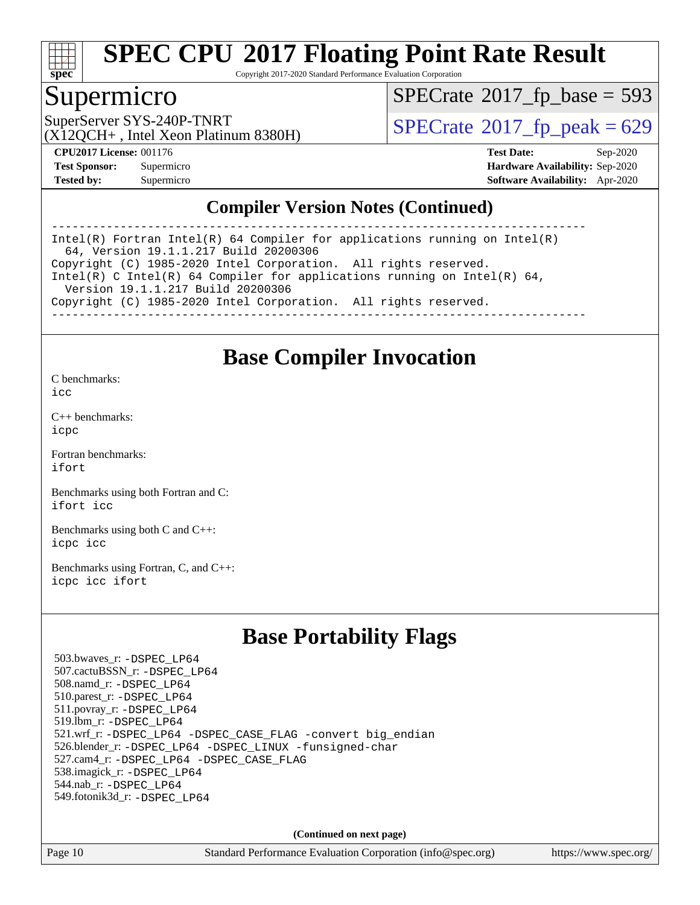## Compiler Version Notes (Continued)

```
==============================================================================
Intel(R) Fortran Intel(R) 64 Compiler for applications running on Intel(R)
  64, Version 19.1.1.217 Build 20200306
Copyright (C) 1985-2020 Intel Corporation.  All rights reserved.
Intel(R) C Intel(R) 64 Compiler for applications running on Intel(R) 64,
  Version 19.1.1.217 Build 20200306
Copyright (C) 1985-2020 Intel Corporation.  All rights reserved.
------------------------------------------------------------------------------
```

## Base Compiler Invocation

C benchmarks:
icc

C++ benchmarks:
icpc

Fortran benchmarks:
ifort

Benchmarks using both Fortran and C:
ifort icc

Benchmarks using both C and C++:
icpc icc

Benchmarks using Fortran, C, and C++:
icpc icc ifort

## Base Portability Flags

503.bwaves_r: -DSPEC_LP64
507.cactuBSSN_r: -DSPEC_LP64
508.namd_r: -DSPEC_LP64
510.parest_r: -DSPEC_LP64
511.povray_r: -DSPEC_LP64
519.lbm_r: -DSPEC_LP64
521.wrf_r: -DSPEC_LP64 -DSPEC_CASE_FLAG -convert big_endian
526.blender_r: -DSPEC_LP64 -DSPEC_LINUX -funsigned-char
527.cam4_r: -DSPEC_LP64 -DSPEC_CASE_FLAG
538.imagick_r: -DSPEC_LP64
544.nab_r: -DSPEC_LP64
549.fotonik3d_r: -DSPEC_LP64

**(Continued on next page)**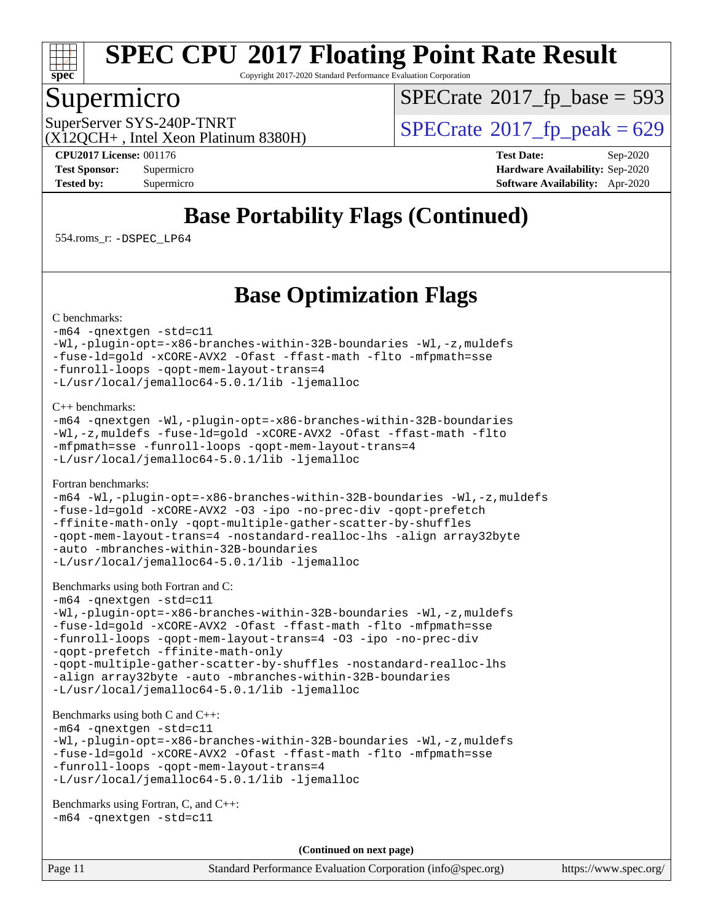# SPEC CPU 2017 Floating Point Rate Result

Copyright 2017-2020 Standard Performance Evaluation Corporation

## Supermicro

SuperServer SYS-240P-TNRT
(X12QCH+ , Intel Xeon Platinum 8380H)

SPECrate 2017_fp_base = 593

SPECrate 2017_fp_peak = 629

**CPU2017 License:** 001176
**Test Sponsor:** Supermicro
**Tested by:** Supermicro

**Test Date:** Sep-2020
**Hardware Availability:** Sep-2020
**Software Availability:** Apr-2020

## Base Portability Flags (Continued)

554.roms_r: -DSPEC_LP64

## Base Optimization Flags

C benchmarks:

```
-m64 -qnextgen -std=c11
-Wl,-plugin-opt=-x86-branches-within-32B-boundaries -Wl,-z,muldefs
-fuse-ld=gold -xCORE-AVX2 -Ofast -ffast-math -flto -mfpmath=sse
-funroll-loops -qopt-mem-layout-trans=4
-L/usr/local/jemalloc64-5.0.1/lib -ljemalloc
```

C++ benchmarks:

```
-m64 -qnextgen -Wl,-plugin-opt=-x86-branches-within-32B-boundaries
-Wl,-z,muldefs -fuse-ld=gold -xCORE-AVX2 -Ofast -ffast-math -flto
-mfpmath=sse -funroll-loops -qopt-mem-layout-trans=4
-L/usr/local/jemalloc64-5.0.1/lib -ljemalloc
```

Fortran benchmarks:

```
-m64 -Wl,-plugin-opt=-x86-branches-within-32B-boundaries -Wl,-z,muldefs
-fuse-ld=gold -xCORE-AVX2 -O3 -ipo -no-prec-div -qopt-prefetch
-ffinite-math-only -qopt-multiple-gather-scatter-by-shuffles
-qopt-mem-layout-trans=4 -nostandard-realloc-lhs -align array32byte
-auto -mbranches-within-32B-boundaries
-L/usr/local/jemalloc64-5.0.1/lib -ljemalloc
```

Benchmarks using both Fortran and C:

```
-m64 -qnextgen -std=c11
-Wl,-plugin-opt=-x86-branches-within-32B-boundaries -Wl,-z,muldefs
-fuse-ld=gold -xCORE-AVX2 -Ofast -ffast-math -flto -mfpmath=sse
-funroll-loops -qopt-mem-layout-trans=4 -O3 -ipo -no-prec-div
-qopt-prefetch -ffinite-math-only
-qopt-multiple-gather-scatter-by-shuffles -nostandard-realloc-lhs
-align array32byte -auto -mbranches-within-32B-boundaries
-L/usr/local/jemalloc64-5.0.1/lib -ljemalloc
```

Benchmarks using both C and C++:

```
-m64 -qnextgen -std=c11
-Wl,-plugin-opt=-x86-branches-within-32B-boundaries -Wl,-z,muldefs
-fuse-ld=gold -xCORE-AVX2 -Ofast -ffast-math -flto -mfpmath=sse
-funroll-loops -qopt-mem-layout-trans=4
-L/usr/local/jemalloc64-5.0.1/lib -ljemalloc
```

Benchmarks using Fortran, C, and C++:

```
-m64 -qnextgen -std=c11
```

**(Continued on next page)**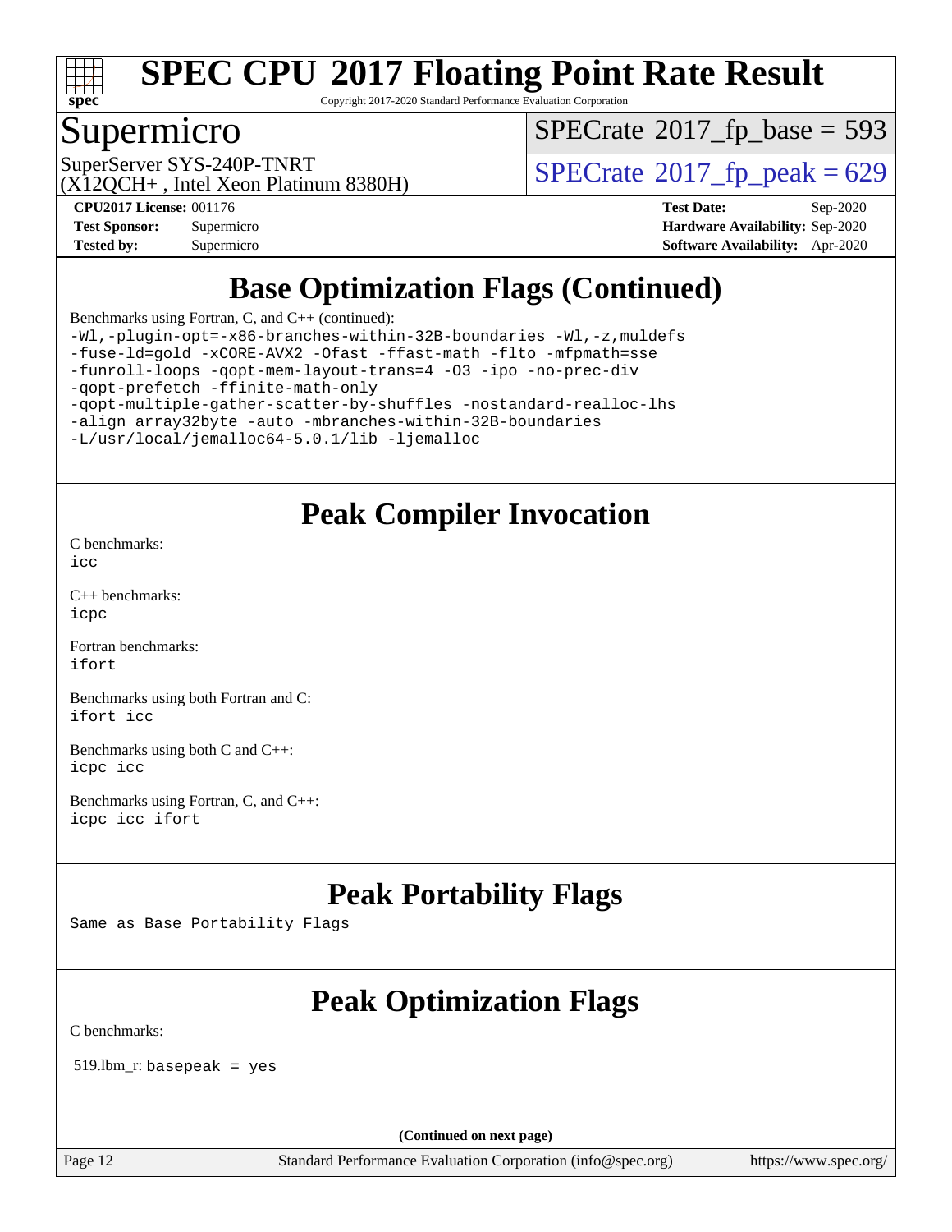# SPEC CPU 2017 Floating Point Rate Result

Copyright 2017-2020 Standard Performance Evaluation Corporation

## Supermicro

SuperServer SYS-240P-TNRT
(X12QCH+ , Intel Xeon Platinum 8380H)

SPECrate 2017_fp_base = 593

SPECrate 2017_fp_peak = 629

**CPU2017 License:** 001176
**Test Sponsor:** Supermicro
**Tested by:** Supermicro

**Test Date:** Sep-2020
**Hardware Availability:** Sep-2020
**Software Availability:** Apr-2020

## Base Optimization Flags (Continued)

Benchmarks using Fortran, C, and C++ (continued):

```
-Wl,-plugin-opt=-x86-branches-within-32B-boundaries -Wl,-z,muldefs
-fuse-ld=gold -xCORE-AVX2 -Ofast -ffast-math -flto -mfpmath=sse
-funroll-loops -qopt-mem-layout-trans=4 -O3 -ipo -no-prec-div
-qopt-prefetch -ffinite-math-only
-qopt-multiple-gather-scatter-by-shuffles -nostandard-realloc-lhs
-align array32byte -auto -mbranches-within-32B-boundaries
-L/usr/local/jemalloc64-5.0.1/lib -ljemalloc
```

## Peak Compiler Invocation

C benchmarks:
`icc`

C++ benchmarks:
`icpc`

Fortran benchmarks:
`ifort`

Benchmarks using both Fortran and C:
`ifort icc`

Benchmarks using both C and C++:
`icpc icc`

Benchmarks using Fortran, C, and C++:
`icpc icc ifort`

## Peak Portability Flags

Same as Base Portability Flags

## Peak Optimization Flags

C benchmarks:

519.lbm_r: `basepeak = yes`

(Continued on next page)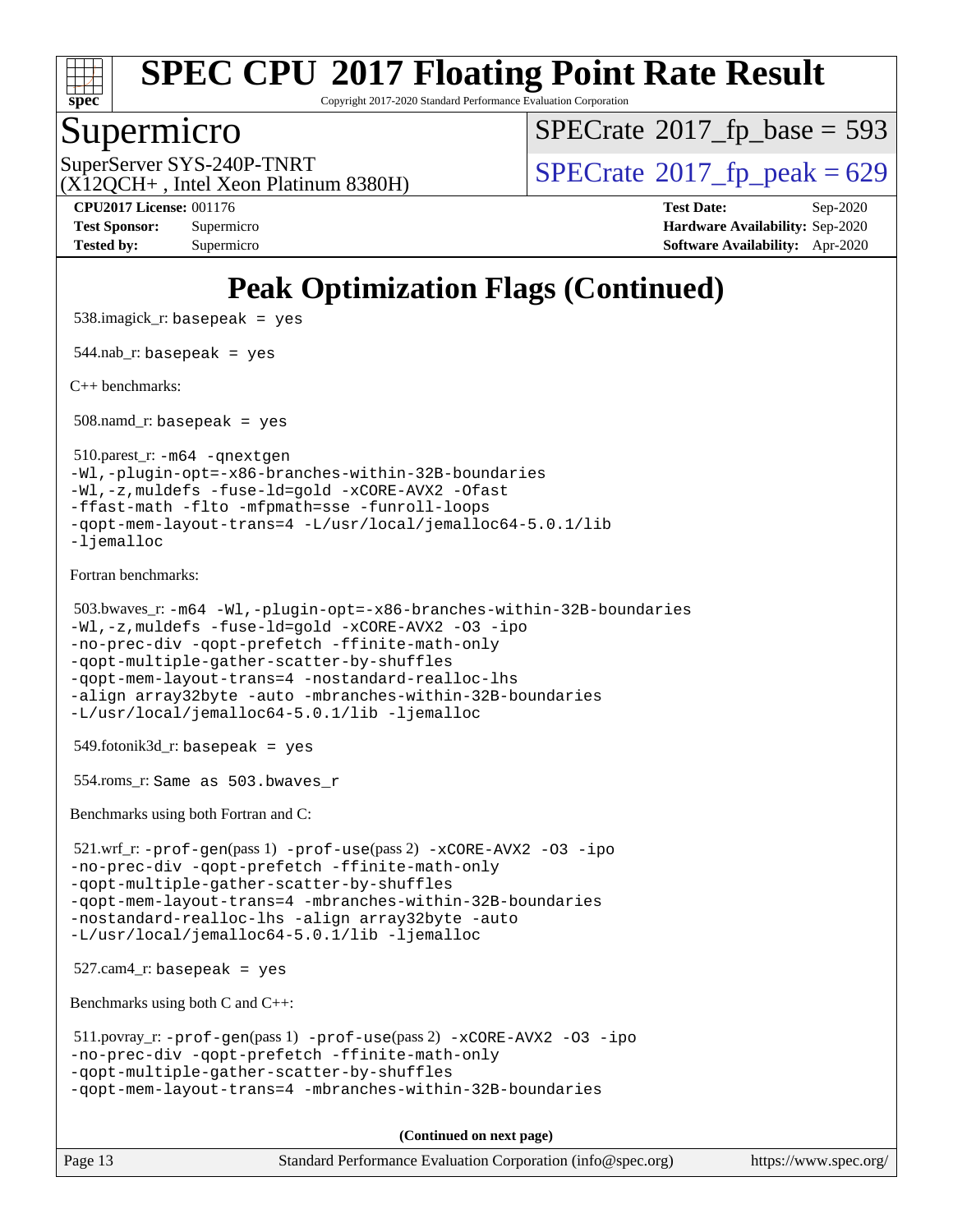# SPEC CPU 2017 Floating Point Rate Result

Copyright 2017-2020 Standard Performance Evaluation Corporation

## Supermicro

SuperServer SYS-240P-TNRT
(X12QCH+ , Intel Xeon Platinum 8380H)

SPECrate 2017_fp_base = 593

SPECrate 2017_fp_peak = 629

**CPU2017 License:** 001176
**Test Sponsor:** Supermicro
**Tested by:** Supermicro

**Test Date:** Sep-2020
**Hardware Availability:** Sep-2020
**Software Availability:** Apr-2020

# Peak Optimization Flags (Continued)

538.imagick_r: `basepeak = yes`

544.nab_r: `basepeak = yes`

C++ benchmarks:

508.namd_r: `basepeak = yes`

510.parest_r: 
```
-m64 -qnextgen
-Wl,-plugin-opt=-x86-branches-within-32B-boundaries
-Wl,-z,muldefs -fuse-ld=gold -xCORE-AVX2 -Ofast
-ffast-math -flto -mfpmath=sse -funroll-loops
-qopt-mem-layout-trans=4 -L/usr/local/jemalloc64-5.0.1/lib
-ljemalloc
```

Fortran benchmarks:

503.bwaves_r: 
```
-m64 -Wl,-plugin-opt=-x86-branches-within-32B-boundaries
-Wl,-z,muldefs -fuse-ld=gold -xCORE-AVX2 -O3 -ipo
-no-prec-div -qopt-prefetch -ffinite-math-only
-qopt-multiple-gather-scatter-by-shuffles
-qopt-mem-layout-trans=4 -nostandard-realloc-lhs
-align array32byte -auto -mbranches-within-32B-boundaries
-L/usr/local/jemalloc64-5.0.1/lib -ljemalloc
```

549.fotonik3d_r: `basepeak = yes`

554.roms_r: `Same as 503.bwaves_r`

Benchmarks using both Fortran and C:

521.wrf_r: 
```
-prof-gen(pass 1) -prof-use(pass 2) -xCORE-AVX2 -O3 -ipo
-no-prec-div -qopt-prefetch -ffinite-math-only
-qopt-multiple-gather-scatter-by-shuffles
-qopt-mem-layout-trans=4 -mbranches-within-32B-boundaries
-nostandard-realloc-lhs -align array32byte -auto
-L/usr/local/jemalloc64-5.0.1/lib -ljemalloc
```

527.cam4_r: `basepeak = yes`

Benchmarks using both C and C++:

511.povray_r: 
```
-prof-gen(pass 1) -prof-use(pass 2) -xCORE-AVX2 -O3 -ipo
-no-prec-div -qopt-prefetch -ffinite-math-only
-qopt-multiple-gather-scatter-by-shuffles
-qopt-mem-layout-trans=4 -mbranches-within-32B-boundaries
```

**(Continued on next page)**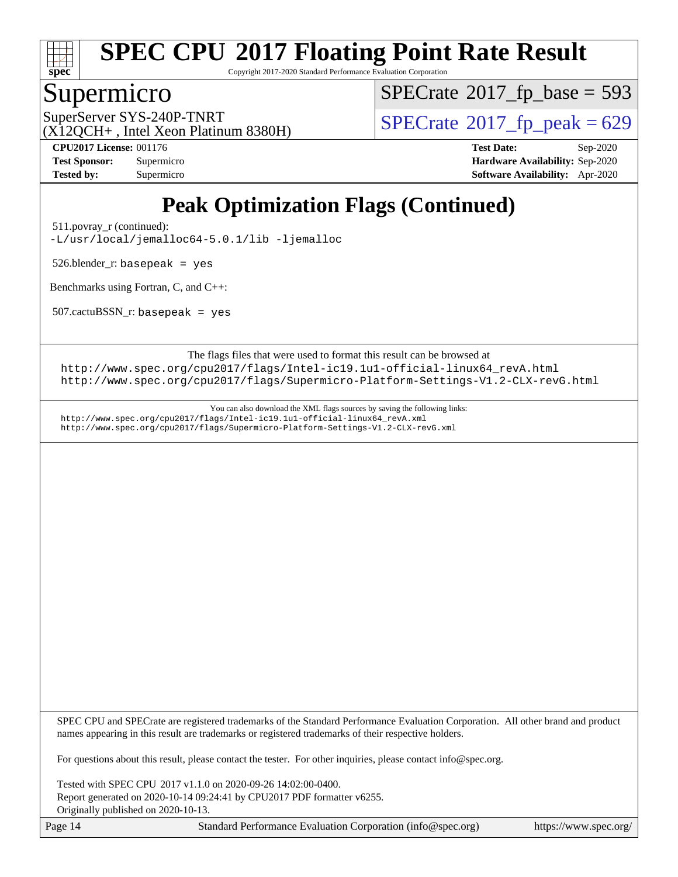# SPEC CPU 2017 Floating Point Rate Result

Copyright 2017-2020 Standard Performance Evaluation Corporation

## Supermicro

SuperServer SYS-240P-TNRT
(X12QCH+ , Intel Xeon Platinum 8380H)

SPECrate 2017_fp_base = 593

SPECrate 2017_fp_peak = 629

**CPU2017 License:** 001176
**Test Sponsor:** Supermicro
**Tested by:** Supermicro

**Test Date:** Sep-2020
**Hardware Availability:** Sep-2020
**Software Availability:** Apr-2020

## Peak Optimization Flags (Continued)

511.povray_r (continued):
`-L/usr/local/jemalloc64-5.0.1/lib -ljemalloc`

526.blender_r: `basepeak = yes`

Benchmarks using Fortran, C, and C++:

507.cactuBSSN_r: `basepeak = yes`

The flags files that were used to format this result can be browsed at
http://www.spec.org/cpu2017/flags/Intel-ic19.1u1-official-linux64_revA.html
http://www.spec.org/cpu2017/flags/Supermicro-Platform-Settings-V1.2-CLX-revG.html

You can also download the XML flags sources by saving the following links:
http://www.spec.org/cpu2017/flags/Intel-ic19.1u1-official-linux64_revA.xml
http://www.spec.org/cpu2017/flags/Supermicro-Platform-Settings-V1.2-CLX-revG.xml

SPEC CPU and SPECrate are registered trademarks of the Standard Performance Evaluation Corporation. All other brand and product names appearing in this result are trademarks or registered trademarks of their respective holders.

For questions about this result, please contact the tester. For other inquiries, please contact info@spec.org.

Tested with SPEC CPU 2017 v1.1.0 on 2020-09-26 14:02:00-0400.
Report generated on 2020-10-14 09:24:41 by CPU2017 PDF formatter v6255.
Originally published on 2020-10-13.